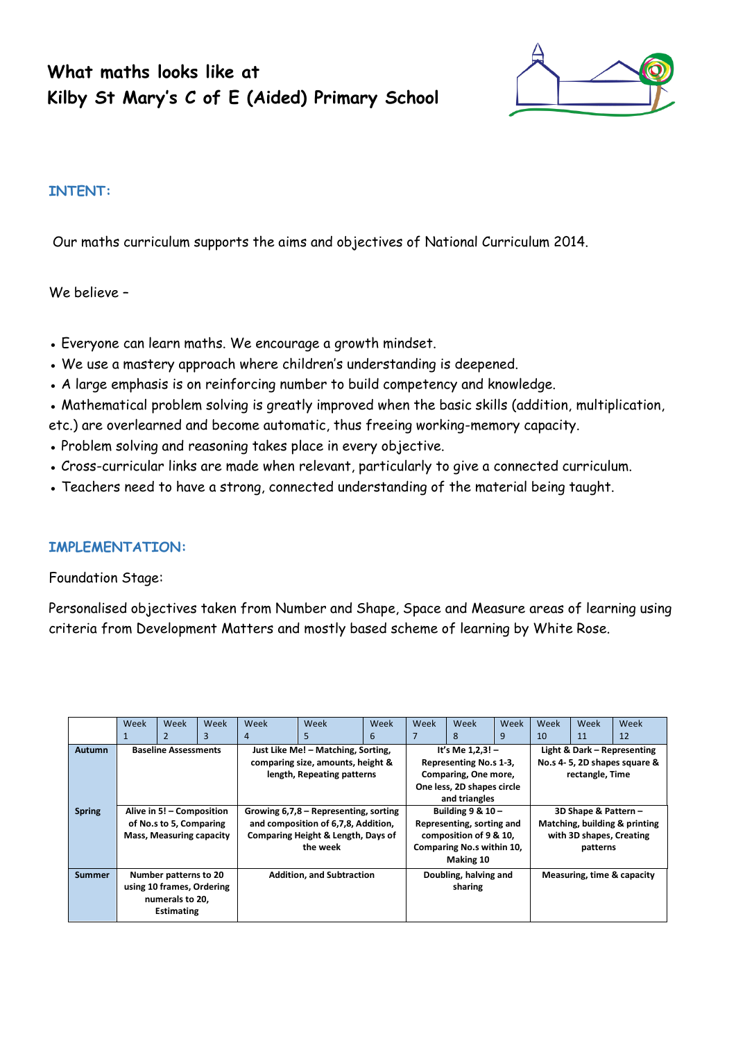# What maths looks like at Kilby St Mary's C of E (Aided) Primary School

## INTENT:

Our maths curriculum supports the aims and objectives of National Curriculum 2014.

We believe –

- Everyone can learn maths. We encourage a growth mindset.
- We use a mastery approach where children's understanding is deepened.
- A large emphasis is on reinforcing number to build competency and knowledge.
- Mathematical problem solving is greatly improved when the basic skills (addition, multiplication, etc.) are overlearned and become automatic, thus freeing working-memory capacity.
- Problem solving and reasoning takes place in every objective.
- Cross-curricular links are made when relevant, particularly to give a connected curriculum.
- Teachers need to have a strong, connected understanding of the material being taught.

## IMPLEMENTATION:

Foundation Stage:

Personalised objectives taken from Number and Shape, Space and Measure areas of learning using criteria from Development Matters and mostly based scheme of learning by White Rose.

| | Week 1 | Week 2 | Week 3 | Week 4 | Week 5 | Week 6 | Week 7 | Week 8 | Week 9 | Week 10 | Week 11 | Week 12 |
|---|---|---|---|---|---|---|---|---|---|---|---|---|
| **Autumn** | **Baseline Assessments** | | | **Just Like Me! – Matching, Sorting, comparing size, amounts, height & length, Repeating patterns** | | | **It's Me 1,2,3! – Representing No.s 1-3, Comparing, One more, One less, 2D shapes circle and triangles** | | | **Light & Dark – Representing No.s 4- 5, 2D shapes square & rectangle, Time** | | |
| **Spring** | **Alive in 5! – Composition of No.s to 5, Comparing Mass, Measuring capacity** | | | **Growing 6,7,8 – Representing, sorting and composition of 6,7,8, Addition, Comparing Height & Length, Days of the week** | | | **Building 9 & 10 – Representing, sorting and composition of 9 & 10, Comparing No.s within 10, Making 10** | | | **3D Shape & Pattern – Matching, building & printing with 3D shapes, Creating patterns** | | |
| **Summer** | **Number patterns to 20 using 10 frames, Ordering numerals to 20, Estimating** | | | **Addition, and Subtraction** | | | **Doubling, halving and sharing** | | | **Measuring, time & capacity** | | |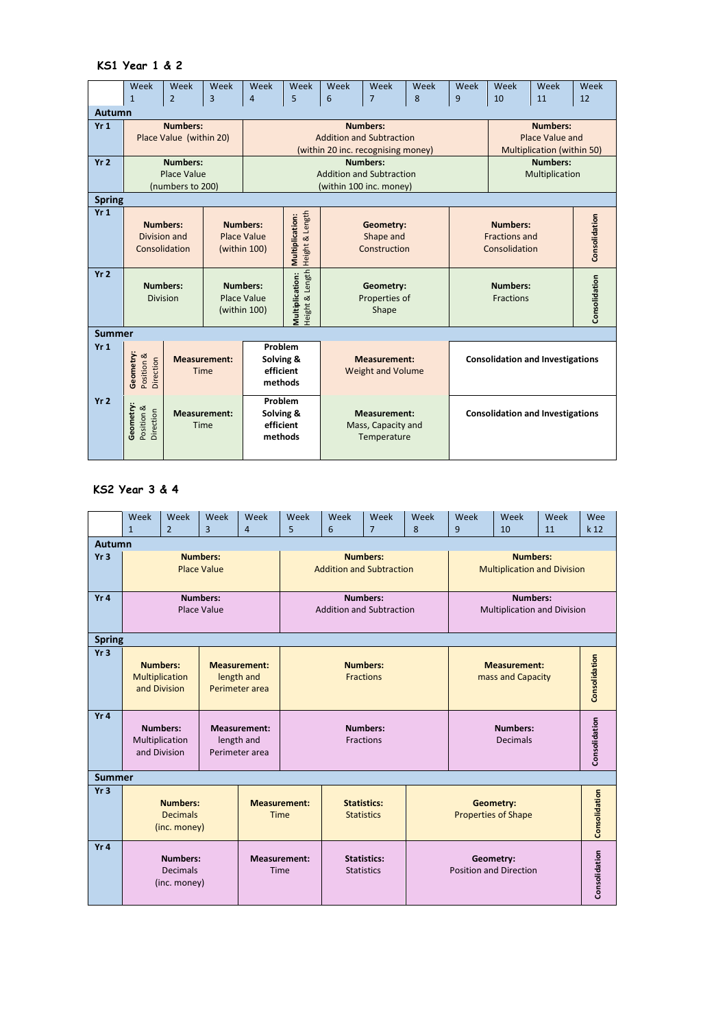## KS1 Year 1 & 2

| | Week 1 | Week 2 | Week 3 | Week 4 | Week 5 | Week 6 | Week 7 | Week 8 | Week 9 | Week 10 | Week 11 | Week 12 |
|---|---|---|---|---|---|---|---|---|---|---|---|---|
| **Autumn** | | | | | | | | | | | | |
| **Yr 1** | **Numbers:** Place Value (within 20) | | | **Numbers:** Addition and Subtraction (within 20 inc. recognising money) | | | | | | **Numbers:** Place Value and Multiplication (within 50) | | |
| **Yr 2** | **Numbers:** Place Value (numbers to 200) | | | **Numbers:** Addition and Subtraction (within 100 inc. money) | | | | | | **Numbers:** Multiplication | | |
| **Spring** | | | | | | | | | | | | |
| **Yr 1** | **Numbers:** Division and Consolidation | | **Numbers:** Place Value (within 100) | | **Multiplication:** Height & Length | **Geometry:** Shape and Construction | | | **Numbers:** Fractions and Consolidation | | | **Consolidation** |
| **Yr 2** | **Numbers:** Division | | **Numbers:** Place Value (within 100) | | **Multiplication:** Height & Length | **Geometry:** Properties of Shape | | | **Numbers:** Fractions | | | **Consolidation** |
| **Summer** | | | | | | | | | | | | |
| **Yr 1** | **Geometry:** Position & Direction | **Measurement:** Time | | **Problem Solving & efficient methods** | | **Measurement:** Weight and Volume | | | **Consolidation and Investigations** | | | |
| **Yr 2** | **Geometry:** Position & Direction | **Measurement:** Time | | **Problem Solving & efficient methods** | | **Measurement:** Mass, Capacity and Temperature | | | **Consolidation and Investigations** | | | |

## KS2 Year 3 & 4

| | Week 1 | Week 2 | Week 3 | Week 4 | Week 5 | Week 6 | Week 7 | Week 8 | Week 9 | Week 10 | Week 11 | Week 12 |
|---|---|---|---|---|---|---|---|---|---|---|---|---|
| **Autumn** | | | | | | | | | | | | |
| **Yr 3** | **Numbers:** Place Value | | | | **Numbers:** Addition and Subtraction | | | | **Numbers:** Multiplication and Division | | | |
| **Yr 4** | **Numbers:** Place Value | | | | **Numbers:** Addition and Subtraction | | | | **Numbers:** Multiplication and Division | | | |
| **Spring** | | | | | | | | | | | | |
| **Yr 3** | **Numbers:** Multiplication and Division | | **Measurement:** length and Perimeter area | | **Numbers:** Fractions | | | | **Measurement:** mass and Capacity | | | **Consolidation** |
| **Yr 4** | **Numbers:** Multiplication and Division | | **Measurement:** length and Perimeter area | | **Numbers:** Fractions | | | | **Numbers:** Decimals | | | **Consolidation** |
| **Summer** | | | | | | | | | | | | |
| **Yr 3** | **Numbers:** Decimals (inc. money) | | | **Measurement:** Time | | **Statistics:** Statistics | | | **Geometry:** Properties of Shape | | | **Consolidation** |
| **Yr 4** | **Numbers:** Decimals (inc. money) | | | **Measurement:** Time | | **Statistics:** Statistics | | | **Geometry:** Position and Direction | | | **Consolidation** |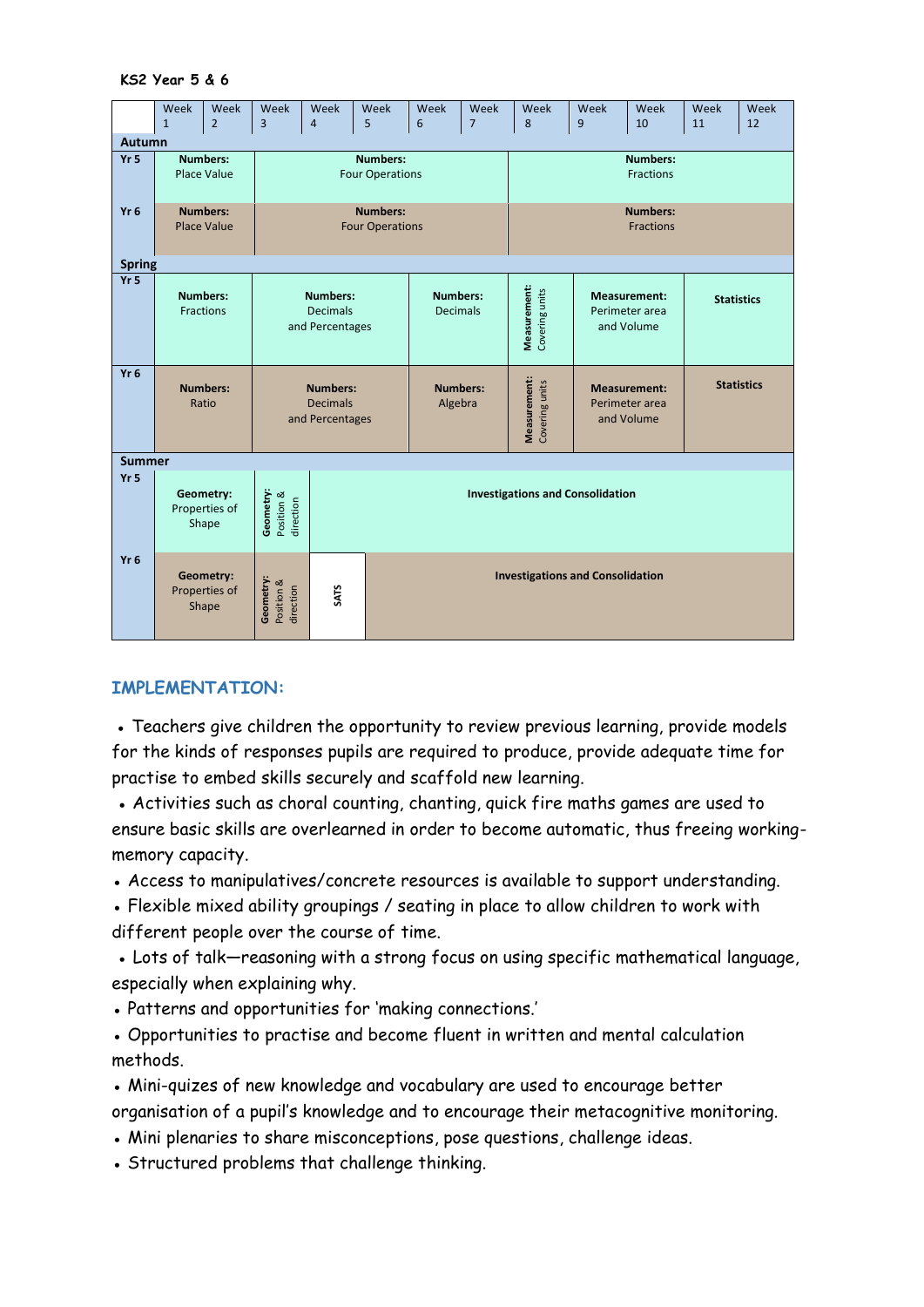**KS2 Year 5 & 6**

| | Week 1 | Week 2 | Week 3 | Week 4 | Week 5 | Week 6 | Week 7 | Week 8 | Week 9 | Week 10 | Week 11 | Week 12 |
|---|---|---|---|---|---|---|---|---|---|---|---|---|
| **Autumn** | | | | | | | | | | | | |
| **Yr 5** | **Numbers:** Place Value | | **Numbers:** Four Operations | | | | | **Numbers:** Fractions | | | | |
| **Yr 6** | **Numbers:** Place Value | | **Numbers:** Four Operations | | | | | **Numbers:** Fractions | | | | |
| **Spring** | | | | | | | | | | | | |
| **Yr 5** | **Numbers:** Fractions | | **Numbers:** Decimals and Percentages | | | **Numbers:** Decimals | | **Measurement:** Covering units | **Measurement:** Perimeter area and Volume | | **Statistics** | |
| **Yr 6** | **Numbers:** Ratio | | **Numbers:** Decimals and Percentages | | | **Numbers:** Algebra | | **Measurement:** Covering units | **Measurement:** Perimeter area and Volume | | **Statistics** | |
| **Summer** | | | | | | | | | | | | |
| **Yr 5** | **Geometry:** Properties of Shape | | **Geometry:** Position & direction | **Investigations and Consolidation** | | | | | | | | |
| **Yr 6** | **Geometry:** Properties of Shape | | **Geometry:** Position & direction | **SATS** | **Investigations and Consolidation** | | | | | | | |

## IMPLEMENTATION:

- Teachers give children the opportunity to review previous learning, provide models for the kinds of responses pupils are required to produce, provide adequate time for practise to embed skills securely and scaffold new learning.
- Activities such as choral counting, chanting, quick fire maths games are used to ensure basic skills are overlearned in order to become automatic, thus freeing working-memory capacity.
- Access to manipulatives/concrete resources is available to support understanding.
- Flexible mixed ability groupings / seating in place to allow children to work with different people over the course of time.
- Lots of talk—reasoning with a strong focus on using specific mathematical language, especially when explaining why.
- Patterns and opportunities for 'making connections.'
- Opportunities to practise and become fluent in written and mental calculation methods.
- Mini-quizes of new knowledge and vocabulary are used to encourage better organisation of a pupil's knowledge and to encourage their metacognitive monitoring.
- Mini plenaries to share misconceptions, pose questions, challenge ideas.
- Structured problems that challenge thinking.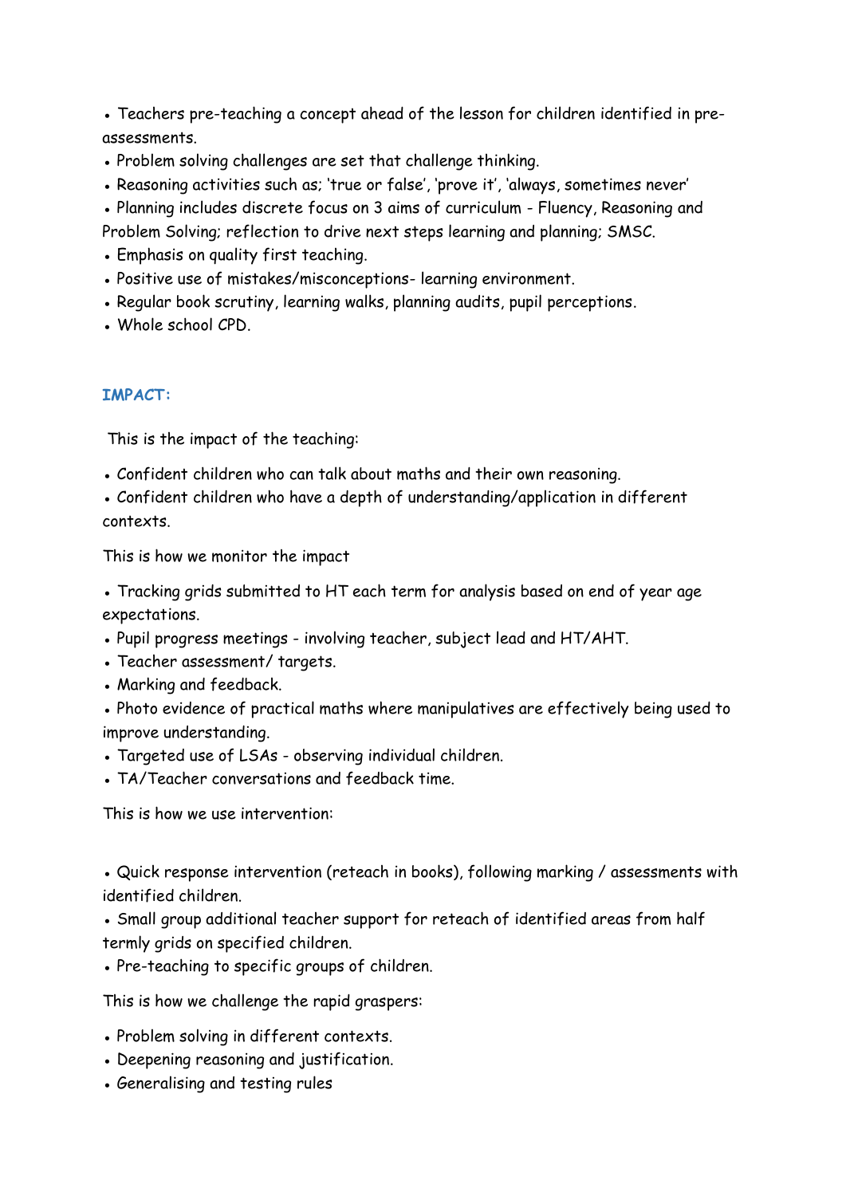- Teachers pre-teaching a concept ahead of the lesson for children identified in pre-assessments.
- Problem solving challenges are set that challenge thinking.
- Reasoning activities such as; 'true or false', 'prove it', 'always, sometimes never'
- Planning includes discrete focus on 3 aims of curriculum - Fluency, Reasoning and Problem Solving; reflection to drive next steps learning and planning; SMSC.
- Emphasis on quality first teaching.
- Positive use of mistakes/misconceptions- learning environment.
- Regular book scrutiny, learning walks, planning audits, pupil perceptions.
- Whole school CPD.

## IMPACT:

This is the impact of the teaching:

- Confident children who can talk about maths and their own reasoning.
- Confident children who have a depth of understanding/application in different contexts.

This is how we monitor the impact

- Tracking grids submitted to HT each term for analysis based on end of year age expectations.
- Pupil progress meetings - involving teacher, subject lead and HT/AHT.
- Teacher assessment/ targets.
- Marking and feedback.
- Photo evidence of practical maths where manipulatives are effectively being used to improve understanding.
- Targeted use of LSAs - observing individual children.
- TA/Teacher conversations and feedback time.

This is how we use intervention:

- Quick response intervention (reteach in books), following marking / assessments with identified children.
- Small group additional teacher support for reteach of identified areas from half termly grids on specified children.
- Pre-teaching to specific groups of children.

This is how we challenge the rapid graspers:

- Problem solving in different contexts.
- Deepening reasoning and justification.
- Generalising and testing rules